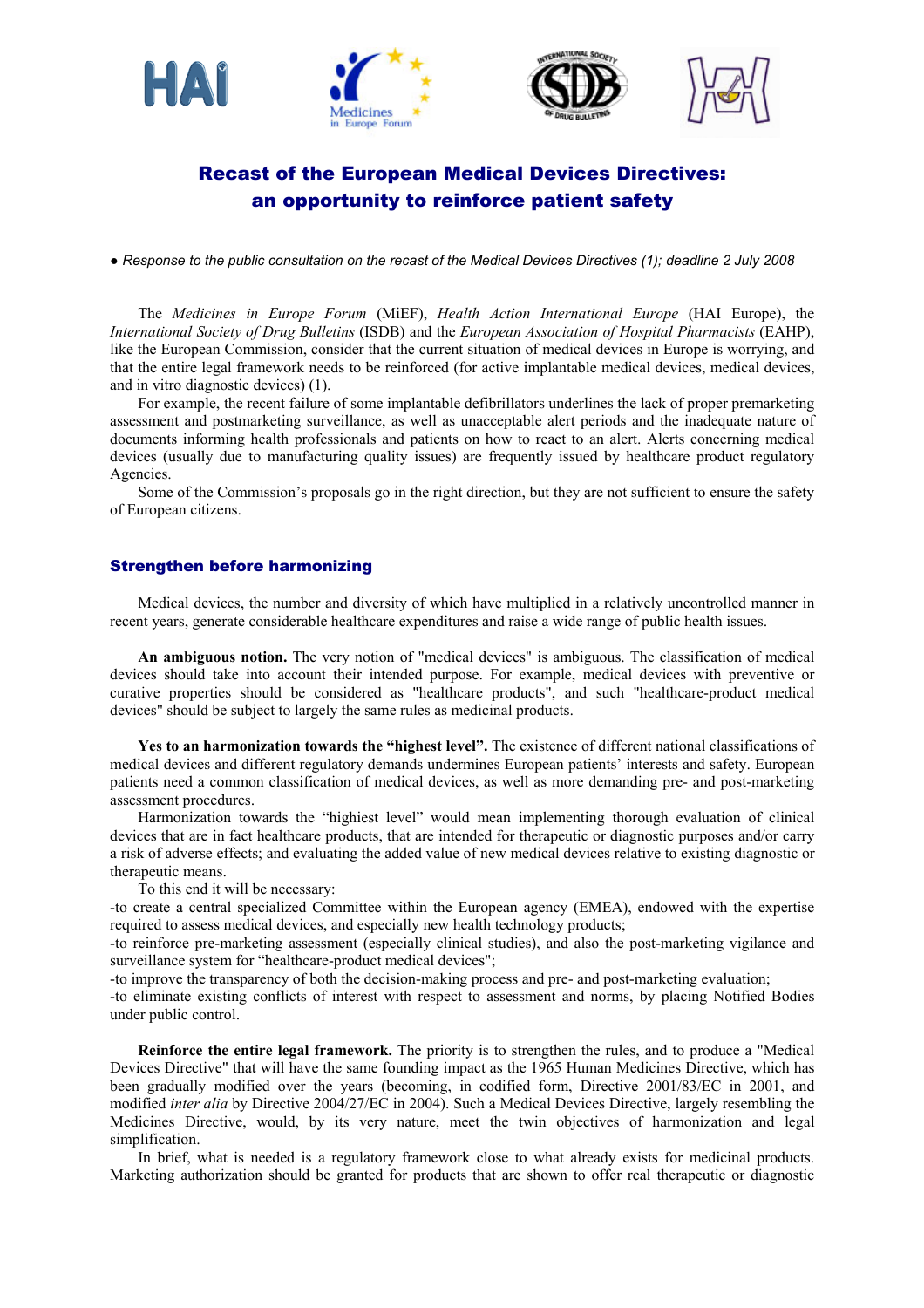# Recast of the European Medical Devices Directives: an opportunity to reinforce patient safety

● *Response to the public consultation on the recast of the Medical Devices Directives (1); deadline 2 July 2008*

The *Medicines in Europe Forum* (MiEF), *Health Action International Europe* (HAI Europe), the *International Society of Drug Bulletins* (ISDB) and the *European Association of Hospital Pharmacists* (EAHP), like the European Commission, consider that the current situation of medical devices in Europe is worrying, and that the entire legal framework needs to be reinforced (for active implantable medical devices, medical devices, and in vitro diagnostic devices) (1).

For example, the recent failure of some implantable defibrillators underlines the lack of proper premarketing assessment and postmarketing surveillance, as well as unacceptable alert periods and the inadequate nature of documents informing health professionals and patients on how to react to an alert. Alerts concerning medical devices (usually due to manufacturing quality issues) are frequently issued by healthcare product regulatory Agencies.

Some of the Commission's proposals go in the right direction, but they are not sufficient to ensure the safety of European citizens.

## Strengthen before harmonizing

Medical devices, the number and diversity of which have multiplied in a relatively uncontrolled manner in recent years, generate considerable healthcare expenditures and raise a wide range of public health issues.

**An ambiguous notion.** The very notion of "medical devices" is ambiguous. The classification of medical devices should take into account their intended purpose. For example, medical devices with preventive or curative properties should be considered as "healthcare products", and such "healthcare-product medical devices" should be subject to largely the same rules as medicinal products.

**Yes to an harmonization towards the "highest level".** The existence of different national classifications of medical devices and different regulatory demands undermines European patients' interests and safety. European patients need a common classification of medical devices, as well as more demanding pre- and post-marketing assessment procedures.

Harmonization towards the "highiest level" would mean implementing thorough evaluation of clinical devices that are in fact healthcare products, that are intended for therapeutic or diagnostic purposes and/or carry a risk of adverse effects; and evaluating the added value of new medical devices relative to existing diagnostic or therapeutic means.

To this end it will be necessary:

-to create a central specialized Committee within the European agency (EMEA), endowed with the expertise required to assess medical devices, and especially new health technology products;

-to reinforce pre-marketing assessment (especially clinical studies), and also the post-marketing vigilance and surveillance system for "healthcare-product medical devices";

-to improve the transparency of both the decision-making process and pre- and post-marketing evaluation;

-to eliminate existing conflicts of interest with respect to assessment and norms, by placing Notified Bodies under public control.

**Reinforce the entire legal framework.** The priority is to strengthen the rules, and to produce a "Medical Devices Directive" that will have the same founding impact as the 1965 Human Medicines Directive, which has been gradually modified over the years (becoming, in codified form, Directive 2001/83/EC in 2001, and modified *inter alia* by Directive 2004/27/EC in 2004). Such a Medical Devices Directive, largely resembling the Medicines Directive, would, by its very nature, meet the twin objectives of harmonization and legal simplification.

In brief, what is needed is a regulatory framework close to what already exists for medicinal products. Marketing authorization should be granted for products that are shown to offer real therapeutic or diagnostic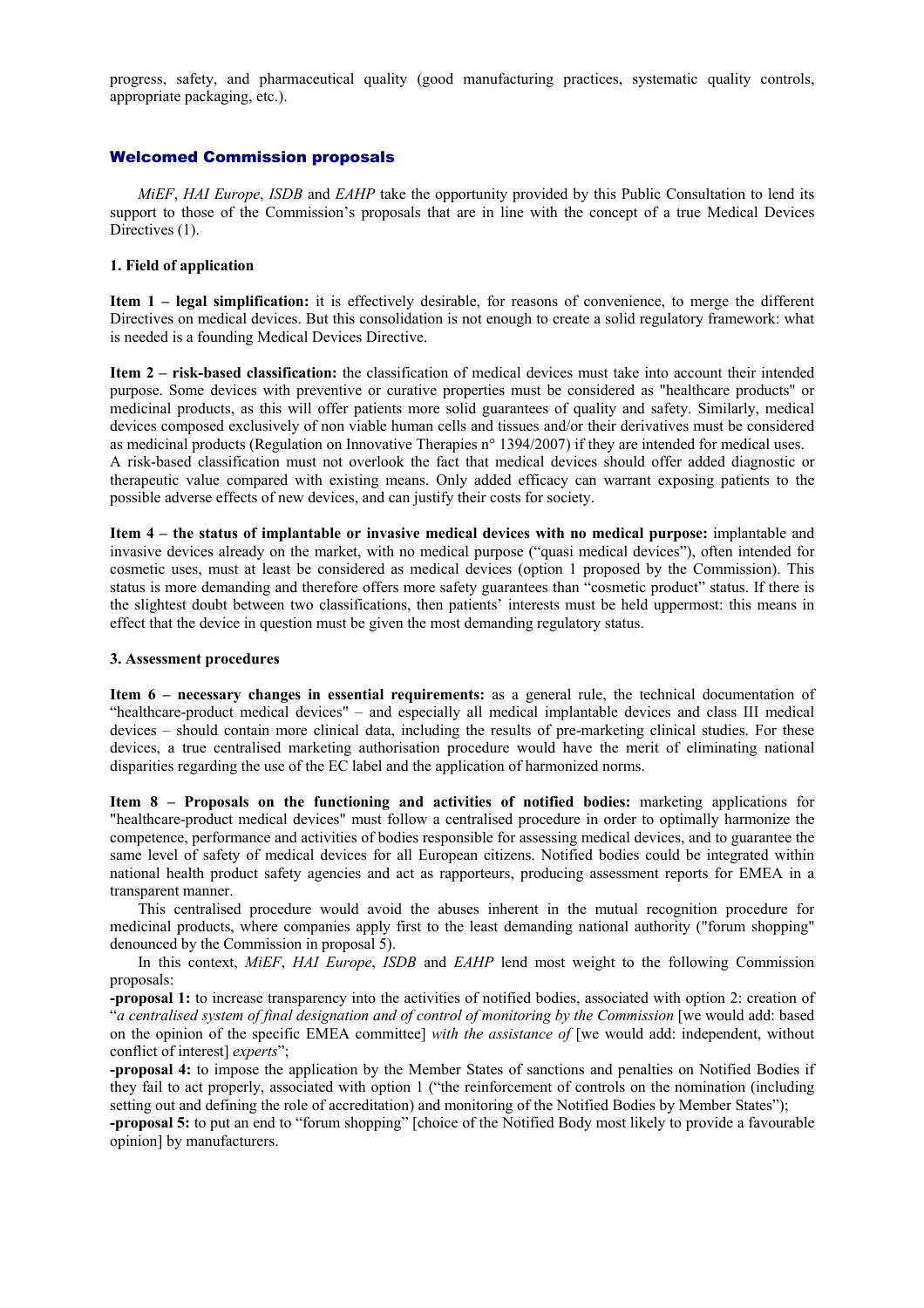progress, safety, and pharmaceutical quality (good manufacturing practices, systematic quality controls, appropriate packaging, etc.).

## Welcomed Commission proposals

*MiEF*, *HAI Europe*, *ISDB* and *EAHP* take the opportunity provided by this Public Consultation to lend its support to those of the Commission's proposals that are in line with the concept of a true Medical Devices Directives (1).

### 1. Field of application

**Item 1 – legal simplification:** it is effectively desirable, for reasons of convenience, to merge the different Directives on medical devices. But this consolidation is not enough to create a solid regulatory framework: what is needed is a founding Medical Devices Directive.

**Item 2 – risk-based classification:** the classification of medical devices must take into account their intended purpose. Some devices with preventive or curative properties must be considered as "healthcare products" or medicinal products, as this will offer patients more solid guarantees of quality and safety. Similarly, medical devices composed exclusively of non viable human cells and tissues and/or their derivatives must be considered as medicinal products (Regulation on Innovative Therapies n° 1394/2007) if they are intended for medical uses.
A risk-based classification must not overlook the fact that medical devices should offer added diagnostic or therapeutic value compared with existing means. Only added efficacy can warrant exposing patients to the possible adverse effects of new devices, and can justify their costs for society.

**Item 4 – the status of implantable or invasive medical devices with no medical purpose:** implantable and invasive devices already on the market, with no medical purpose ("quasi medical devices"), often intended for cosmetic uses, must at least be considered as medical devices (option 1 proposed by the Commission). This status is more demanding and therefore offers more safety guarantees than "cosmetic product" status. If there is the slightest doubt between two classifications, then patients' interests must be held uppermost: this means in effect that the device in question must be given the most demanding regulatory status.

### 3. Assessment procedures

**Item 6 – necessary changes in essential requirements:** as a general rule, the technical documentation of "healthcare-product medical devices" – and especially all medical implantable devices and class III medical devices – should contain more clinical data, including the results of pre-marketing clinical studies. For these devices, a true centralised marketing authorisation procedure would have the merit of eliminating national disparities regarding the use of the EC label and the application of harmonized norms.

**Item 8 – Proposals on the functioning and activities of notified bodies:** marketing applications for "healthcare-product medical devices" must follow a centralised procedure in order to optimally harmonize the competence, performance and activities of bodies responsible for assessing medical devices, and to guarantee the same level of safety of medical devices for all European citizens. Notified bodies could be integrated within national health product safety agencies and act as rapporteurs, producing assessment reports for EMEA in a transparent manner.

This centralised procedure would avoid the abuses inherent in the mutual recognition procedure for medicinal products, where companies apply first to the least demanding national authority ("forum shopping" denounced by the Commission in proposal 5).

In this context, *MiEF*, *HAI Europe*, *ISDB* and *EAHP* lend most weight to the following Commission proposals:

**-proposal 1:** to increase transparency into the activities of notified bodies, associated with option 2: creation of "*a centralised system of final designation and of control of monitoring by the Commission* [we would add: based on the opinion of the specific EMEA committee] *with the assistance of* [we would add: independent, without conflict of interest] *experts*";

**-proposal 4:** to impose the application by the Member States of sanctions and penalties on Notified Bodies if they fail to act properly, associated with option 1 ("the reinforcement of controls on the nomination (including setting out and defining the role of accreditation) and monitoring of the Notified Bodies by Member States");

**-proposal 5:** to put an end to "forum shopping" [choice of the Notified Body most likely to provide a favourable opinion] by manufacturers.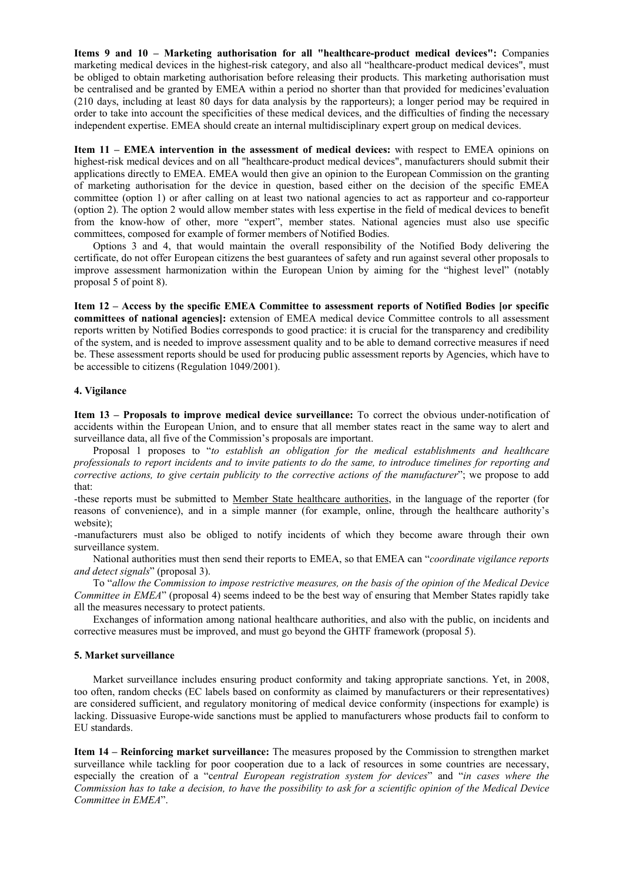**Items 9 and 10 – Marketing authorisation for all "healthcare-product medical devices":** Companies marketing medical devices in the highest-risk category, and also all "healthcare-product medical devices", must be obliged to obtain marketing authorisation before releasing their products. This marketing authorisation must be centralised and be granted by EMEA within a period no shorter than that provided for medicines'evaluation (210 days, including at least 80 days for data analysis by the rapporteurs); a longer period may be required in order to take into account the specificities of these medical devices, and the difficulties of finding the necessary independent expertise. EMEA should create an internal multidisciplinary expert group on medical devices.

**Item 11 – EMEA intervention in the assessment of medical devices:** with respect to EMEA opinions on highest-risk medical devices and on all "healthcare-product medical devices", manufacturers should submit their applications directly to EMEA. EMEA would then give an opinion to the European Commission on the granting of marketing authorisation for the device in question, based either on the decision of the specific EMEA committee (option 1) or after calling on at least two national agencies to act as rapporteur and co-rapporteur (option 2). The option 2 would allow member states with less expertise in the field of medical devices to benefit from the know-how of other, more "expert", member states. National agencies must also use specific committees, composed for example of former members of Notified Bodies.

Options 3 and 4, that would maintain the overall responsibility of the Notified Body delivering the certificate, do not offer European citizens the best guarantees of safety and run against several other proposals to improve assessment harmonization within the European Union by aiming for the "highest level" (notably proposal 5 of point 8).

**Item 12 – Access by the specific EMEA Committee to assessment reports of Notified Bodies [or specific committees of national agencies]:** extension of EMEA medical device Committee controls to all assessment reports written by Notified Bodies corresponds to good practice: it is crucial for the transparency and credibility of the system, and is needed to improve assessment quality and to be able to demand corrective measures if need be. These assessment reports should be used for producing public assessment reports by Agencies, which have to be accessible to citizens (Regulation 1049/2001).

#### 4. Vigilance

**Item 13 – Proposals to improve medical device surveillance:** To correct the obvious under-notification of accidents within the European Union, and to ensure that all member states react in the same way to alert and surveillance data, all five of the Commission's proposals are important.

Proposal 1 proposes to "*to establish an obligation for the medical establishments and healthcare professionals to report incidents and to invite patients to do the same, to introduce timelines for reporting and corrective actions, to give certain publicity to the corrective actions of the manufacturer*"; we propose to add that:

-these reports must be submitted to Member State healthcare authorities, in the language of the reporter (for reasons of convenience), and in a simple manner (for example, online, through the healthcare authority's website);

-manufacturers must also be obliged to notify incidents of which they become aware through their own surveillance system.

National authorities must then send their reports to EMEA, so that EMEA can "*coordinate vigilance reports and detect signals*" (proposal 3).

To "*allow the Commission to impose restrictive measures, on the basis of the opinion of the Medical Device Committee in EMEA*" (proposal 4) seems indeed to be the best way of ensuring that Member States rapidly take all the measures necessary to protect patients.

Exchanges of information among national healthcare authorities, and also with the public, on incidents and corrective measures must be improved, and must go beyond the GHTF framework (proposal 5).

#### 5. Market surveillance

Market surveillance includes ensuring product conformity and taking appropriate sanctions. Yet, in 2008, too often, random checks (EC labels based on conformity as claimed by manufacturers or their representatives) are considered sufficient, and regulatory monitoring of medical device conformity (inspections for example) is lacking. Dissuasive Europe-wide sanctions must be applied to manufacturers whose products fail to conform to EU standards.

**Item 14 – Reinforcing market surveillance:** The measures proposed by the Commission to strengthen market surveillance while tackling for poor cooperation due to a lack of resources in some countries are necessary, especially the creation of a "*central European registration system for devices*" and "*in cases where the Commission has to take a decision, to have the possibility to ask for a scientific opinion of the Medical Device Committee in EMEA*".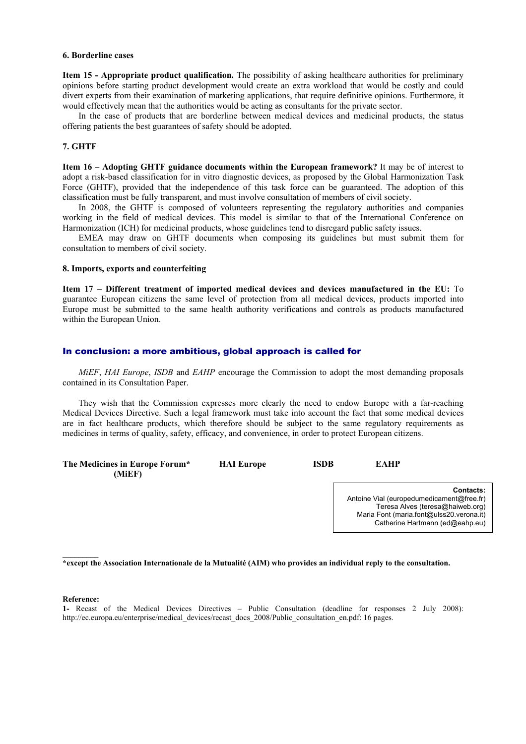**6. Borderline cases**

**Item 15 - Appropriate product qualification.** The possibility of asking healthcare authorities for preliminary opinions before starting product development would create an extra workload that would be costly and could divert experts from their examination of marketing applications, that require definitive opinions. Furthermore, it would effectively mean that the authorities would be acting as consultants for the private sector.

In the case of products that are borderline between medical devices and medicinal products, the status offering patients the best guarantees of safety should be adopted.

**7. GHTF**

**Item 16 – Adopting GHTF guidance documents within the European framework?** It may be of interest to adopt a risk-based classification for in vitro diagnostic devices, as proposed by the Global Harmonization Task Force (GHTF), provided that the independence of this task force can be guaranteed. The adoption of this classification must be fully transparent, and must involve consultation of members of civil society.

In 2008, the GHTF is composed of volunteers representing the regulatory authorities and companies working in the field of medical devices. This model is similar to that of the International Conference on Harmonization (ICH) for medicinal products, whose guidelines tend to disregard public safety issues.

EMEA may draw on GHTF documents when composing its guidelines but must submit them for consultation to members of civil society.

**8. Imports, exports and counterfeiting**

**Item 17 – Different treatment of imported medical devices and devices manufactured in the EU:** To guarantee European citizens the same level of protection from all medical devices, products imported into Europe must be submitted to the same health authority verifications and controls as products manufactured within the European Union.

## In conclusion: a more ambitious, global approach is called for

*MiEF*, *HAI Europe*, *ISDB* and *EAHP* encourage the Commission to adopt the most demanding proposals contained in its Consultation Paper.

They wish that the Commission expresses more clearly the need to endow Europe with a far-reaching Medical Devices Directive. Such a legal framework must take into account the fact that some medical devices are in fact healthcare products, which therefore should be subject to the same regulatory requirements as medicines in terms of quality, safety, efficacy, and convenience, in order to protect European citizens.

**The Medicines in Europe Forum* (MiEF)** **HAI Europe** **ISDB** **EAHP**

**Contacts:**
Antoine Vial (europedumedicament@free.fr)
Teresa Alves (teresa@haiweb.org)
Maria Font (maria.font@ulss20.verona.it)
Catherine Hartmann (ed@eahp.eu)

---

***except the Association Internationale de la Mutualité (AIM) who provides an individual reply to the consultation.**

**Reference:**

**1-** Recast of the Medical Devices Directives – Public Consultation (deadline for responses 2 July 2008): http://ec.europa.eu/enterprise/medical_devices/recast_docs_2008/Public_consultation_en.pdf: 16 pages.